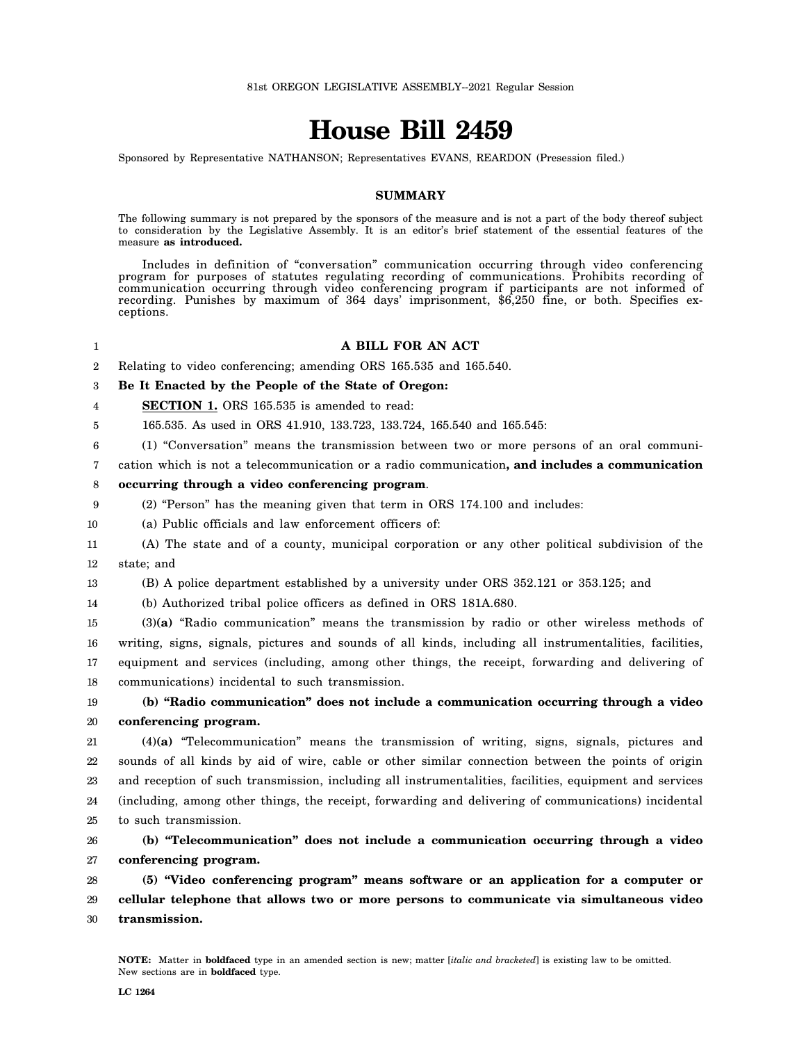81st OREGON LEGISLATIVE ASSEMBLY--2021 Regular Session

# House Bill 2459

Sponsored by Representative NATHANSON; Representatives EVANS, REARDON (Presession filed.)

## SUMMARY

The following summary is not prepared by the sponsors of the measure and is not a part of the body thereof subject to consideration by the Legislative Assembly. It is an editor's brief statement of the essential features of the measure **as introduced.**

Includes in definition of "conversation" communication occurring through video conferencing program for purposes of statutes regulating recording of communications. Prohibits recording of communication occurring through video conferencing program if participants are not informed of recording. Punishes by maximum of 364 days' imprisonment, $6,250 fine, or both. Specifies exceptions.

### A BILL FOR AN ACT

Relating to video conferencing; amending ORS 165.535 and 165.540.

**Be It Enacted by the People of the State of Oregon:**

**SECTION 1.** ORS 165.535 is amended to read:

165.535. As used in ORS 41.910, 133.723, 133.724, 165.540 and 165.545:

(1) "Conversation" means the transmission between two or more persons of an oral communication which is not a telecommunication or a radio communication**, and includes a communication occurring through a video conferencing program**.

(2) "Person" has the meaning given that term in ORS 174.100 and includes:

(a) Public officials and law enforcement officers of:

(A) The state and of a county, municipal corporation or any other political subdivision of the state; and

(B) A police department established by a university under ORS 352.121 or 353.125; and

(b) Authorized tribal police officers as defined in ORS 181A.680.

(3)**(a)** "Radio communication" means the transmission by radio or other wireless methods of writing, signs, signals, pictures and sounds of all kinds, including all instrumentalities, facilities, equipment and services (including, among other things, the receipt, forwarding and delivering of communications) incidental to such transmission.

**(b) "Radio communication" does not include a communication occurring through a video conferencing program.**

(4)**(a)** "Telecommunication" means the transmission of writing, signs, signals, pictures and sounds of all kinds by aid of wire, cable or other similar connection between the points of origin and reception of such transmission, including all instrumentalities, facilities, equipment and services (including, among other things, the receipt, forwarding and delivering of communications) incidental to such transmission.

**(b) "Telecommunication" does not include a communication occurring through a video conferencing program.**

**(5) "Video conferencing program" means software or an application for a computer or cellular telephone that allows two or more persons to communicate via simultaneous video transmission.**

**NOTE:** Matter in **boldfaced** type in an amended section is new; matter [*italic and bracketed*] is existing law to be omitted. New sections are in **boldfaced** type.

LC 1264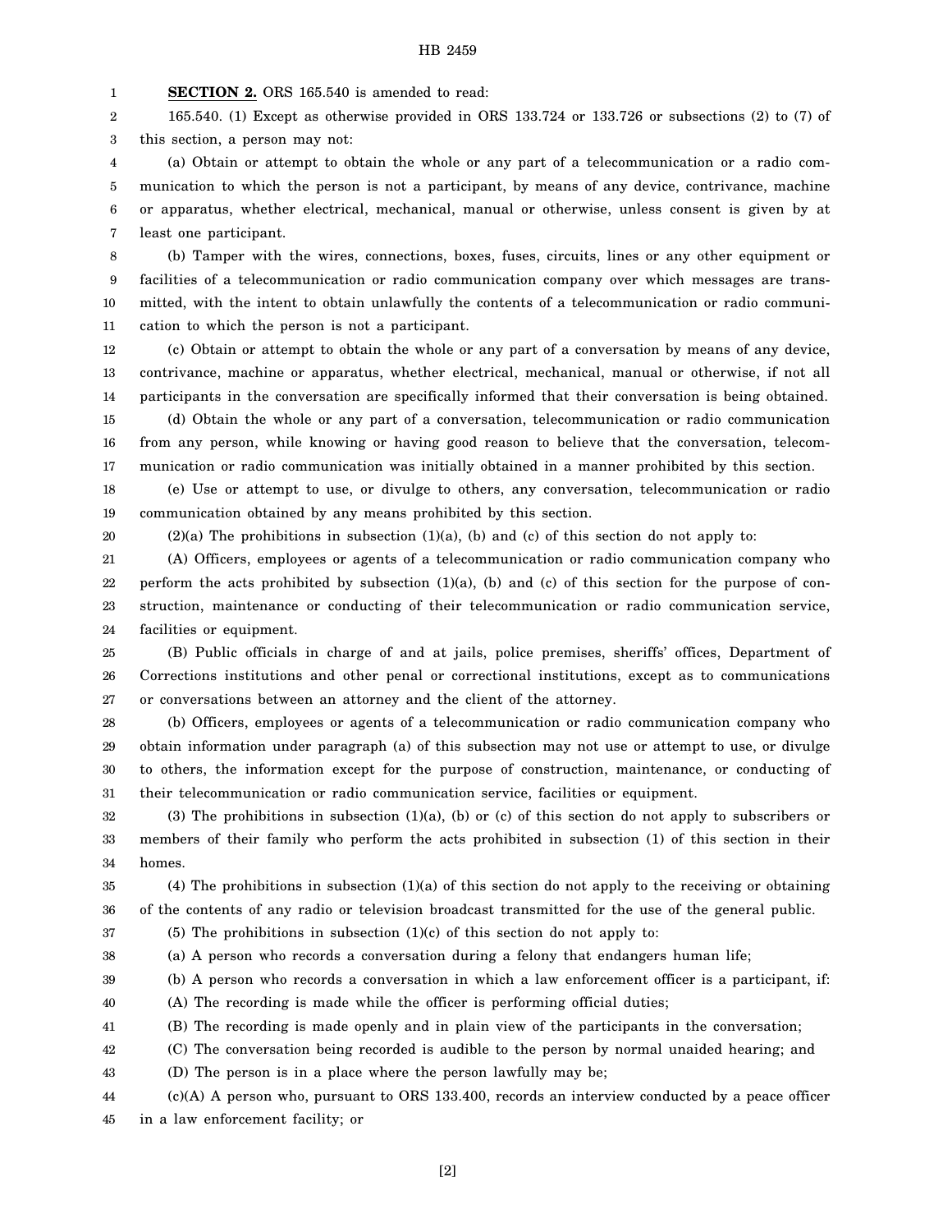**SECTION 2.** ORS 165.540 is amended to read:

165.540. (1) Except as otherwise provided in ORS 133.724 or 133.726 or subsections (2) to (7) of this section, a person may not:

(a) Obtain or attempt to obtain the whole or any part of a telecommunication or a radio communication to which the person is not a participant, by means of any device, contrivance, machine or apparatus, whether electrical, mechanical, manual or otherwise, unless consent is given by at least one participant.

(b) Tamper with the wires, connections, boxes, fuses, circuits, lines or any other equipment or facilities of a telecommunication or radio communication company over which messages are transmitted, with the intent to obtain unlawfully the contents of a telecommunication or radio communication to which the person is not a participant.

(c) Obtain or attempt to obtain the whole or any part of a conversation by means of any device, contrivance, machine or apparatus, whether electrical, mechanical, manual or otherwise, if not all participants in the conversation are specifically informed that their conversation is being obtained.

(d) Obtain the whole or any part of a conversation, telecommunication or radio communication from any person, while knowing or having good reason to believe that the conversation, telecommunication or radio communication was initially obtained in a manner prohibited by this section.

(e) Use or attempt to use, or divulge to others, any conversation, telecommunication or radio communication obtained by any means prohibited by this section.

(2)(a) The prohibitions in subsection (1)(a), (b) and (c) of this section do not apply to:

(A) Officers, employees or agents of a telecommunication or radio communication company who perform the acts prohibited by subsection (1)(a), (b) and (c) of this section for the purpose of construction, maintenance or conducting of their telecommunication or radio communication service, facilities or equipment.

(B) Public officials in charge of and at jails, police premises, sheriffs' offices, Department of Corrections institutions and other penal or correctional institutions, except as to communications or conversations between an attorney and the client of the attorney.

(b) Officers, employees or agents of a telecommunication or radio communication company who obtain information under paragraph (a) of this subsection may not use or attempt to use, or divulge to others, the information except for the purpose of construction, maintenance, or conducting of their telecommunication or radio communication service, facilities or equipment.

(3) The prohibitions in subsection (1)(a), (b) or (c) of this section do not apply to subscribers or members of their family who perform the acts prohibited in subsection (1) of this section in their homes.

(4) The prohibitions in subsection (1)(a) of this section do not apply to the receiving or obtaining of the contents of any radio or television broadcast transmitted for the use of the general public.

(5) The prohibitions in subsection (1)(c) of this section do not apply to:

(a) A person who records a conversation during a felony that endangers human life;

(b) A person who records a conversation in which a law enforcement officer is a participant, if:

(A) The recording is made while the officer is performing official duties;

(B) The recording is made openly and in plain view of the participants in the conversation;

(C) The conversation being recorded is audible to the person by normal unaided hearing; and

(D) The person is in a place where the person lawfully may be;

(c)(A) A person who, pursuant to ORS 133.400, records an interview conducted by a peace officer in a law enforcement facility; or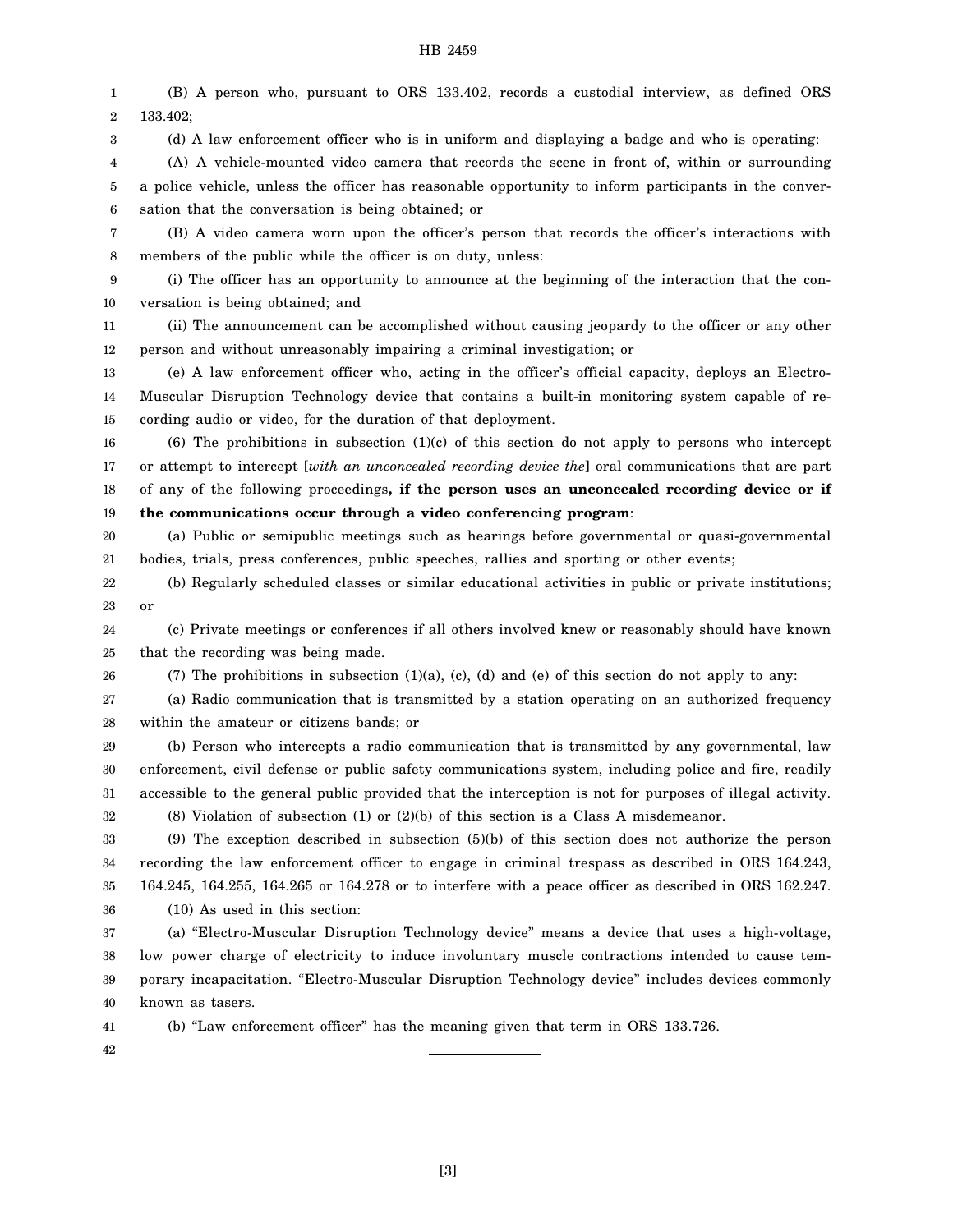(B) A person who, pursuant to ORS 133.402, records a custodial interview, as defined ORS 133.402;

(d) A law enforcement officer who is in uniform and displaying a badge and who is operating:

(A) A vehicle-mounted video camera that records the scene in front of, within or surrounding a police vehicle, unless the officer has reasonable opportunity to inform participants in the conversation that the conversation is being obtained; or

(B) A video camera worn upon the officer's person that records the officer's interactions with members of the public while the officer is on duty, unless:

(i) The officer has an opportunity to announce at the beginning of the interaction that the conversation is being obtained; and

(ii) The announcement can be accomplished without causing jeopardy to the officer or any other person and without unreasonably impairing a criminal investigation; or

(e) A law enforcement officer who, acting in the officer's official capacity, deploys an Electro-Muscular Disruption Technology device that contains a built-in monitoring system capable of recording audio or video, for the duration of that deployment.

(6) The prohibitions in subsection (1)(c) of this section do not apply to persons who intercept or attempt to intercept [*with an unconcealed recording device the*] oral communications that are part of any of the following proceedings**, if the person uses an unconcealed recording device or if the communications occur through a video conferencing program**:

(a) Public or semipublic meetings such as hearings before governmental or quasi-governmental bodies, trials, press conferences, public speeches, rallies and sporting or other events;

(b) Regularly scheduled classes or similar educational activities in public or private institutions; or

(c) Private meetings or conferences if all others involved knew or reasonably should have known that the recording was being made.

(7) The prohibitions in subsection (1)(a), (c), (d) and (e) of this section do not apply to any:

(a) Radio communication that is transmitted by a station operating on an authorized frequency within the amateur or citizens bands; or

(b) Person who intercepts a radio communication that is transmitted by any governmental, law enforcement, civil defense or public safety communications system, including police and fire, readily accessible to the general public provided that the interception is not for purposes of illegal activity.

(8) Violation of subsection (1) or (2)(b) of this section is a Class A misdemeanor.

(9) The exception described in subsection (5)(b) of this section does not authorize the person recording the law enforcement officer to engage in criminal trespass as described in ORS 164.243, 164.245, 164.255, 164.265 or 164.278 or to interfere with a peace officer as described in ORS 162.247.

(10) As used in this section:

(a) "Electro-Muscular Disruption Technology device" means a device that uses a high-voltage, low power charge of electricity to induce involuntary muscle contractions intended to cause temporary incapacitation. "Electro-Muscular Disruption Technology device" includes devices commonly known as tasers.

(b) "Law enforcement officer" has the meaning given that term in ORS 133.726.